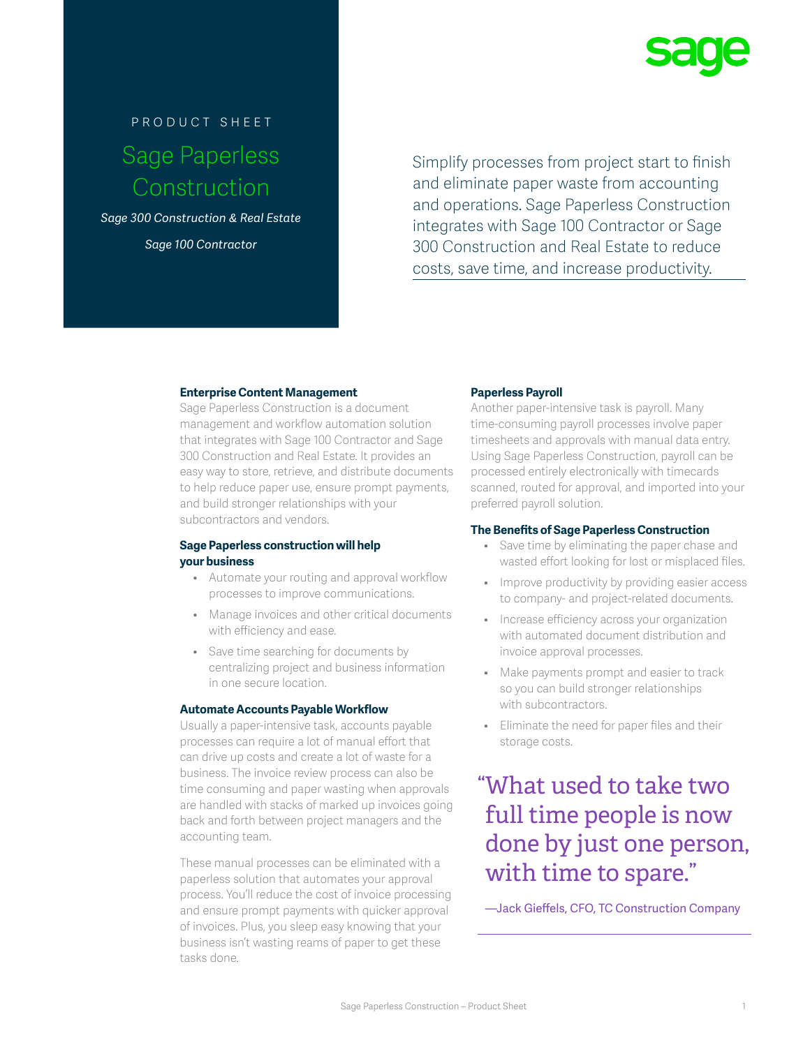PRODUCT SHEET

# Sage Paperless Construction

*Sage 300 Construction & Real Estate*

*Sage 100 Contractor*

Simplify processes from project start to finish and eliminate paper waste from accounting and operations. Sage Paperless Construction integrates with Sage 100 Contractor or Sage 300 Construction and Real Estate to reduce costs, save time, and increase productivity.

### Enterprise Content Management

Sage Paperless Construction is a document management and workflow automation solution that integrates with Sage 100 Contractor and Sage 300 Construction and Real Estate. It provides an easy way to store, retrieve, and distribute documents to help reduce paper use, ensure prompt payments, and build stronger relationships with your subcontractors and vendors.

### Sage Paperless construction will help your business

- Automate your routing and approval workflow processes to improve communications.
- Manage invoices and other critical documents with efficiency and ease.
- Save time searching for documents by centralizing project and business information in one secure location.

### Automate Accounts Payable Workflow

Usually a paper-intensive task, accounts payable processes can require a lot of manual effort that can drive up costs and create a lot of waste for a business. The invoice review process can also be time consuming and paper wasting when approvals are handled with stacks of marked up invoices going back and forth between project managers and the accounting team.

These manual processes can be eliminated with a paperless solution that automates your approval process. You'll reduce the cost of invoice processing and ensure prompt payments with quicker approval of invoices. Plus, you sleep easy knowing that your business isn't wasting reams of paper to get these tasks done.

### Paperless Payroll

Another paper-intensive task is payroll. Many time-consuming payroll processes involve paper timesheets and approvals with manual data entry. Using Sage Paperless Construction, payroll can be processed entirely electronically with timecards scanned, routed for approval, and imported into your preferred payroll solution.

### The Benefits of Sage Paperless Construction

- Save time by eliminating the paper chase and wasted effort looking for lost or misplaced files.
- Improve productivity by providing easier access to company- and project-related documents.
- Increase efficiency across your organization with automated document distribution and invoice approval processes.
- Make payments prompt and easier to track so you can build stronger relationships with subcontractors.
- Eliminate the need for paper files and their storage costs.

> "What used to take two full time people is now done by just one person, with time to spare."
>
> —Jack Gieffels, CFO, TC Construction Company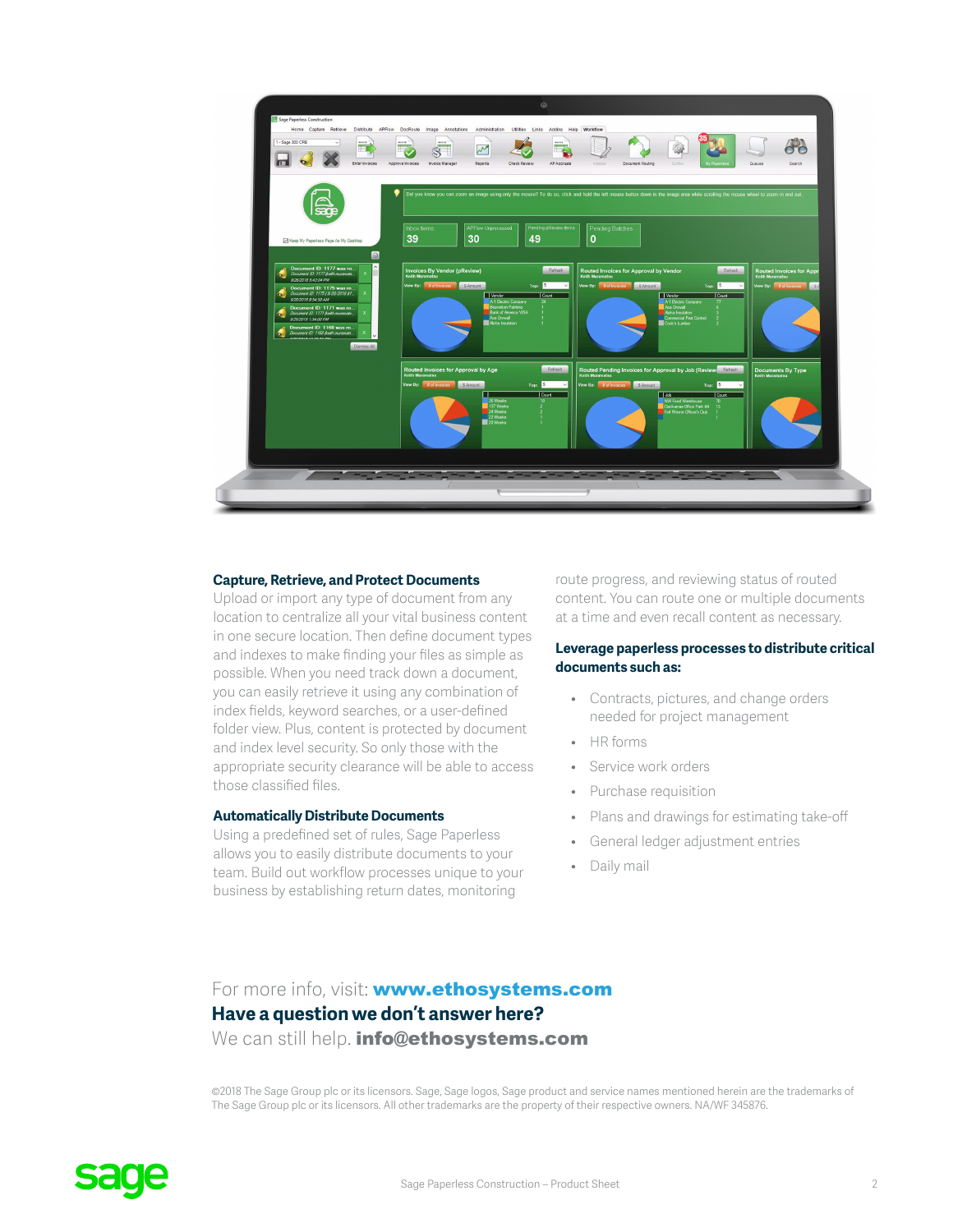### Capture, Retrieve, and Protect Documents

Upload or import any type of document from any location to centralize all your vital business content in one secure location. Then define document types and indexes to make finding your files as simple as possible. When you need track down a document, you can easily retrieve it using any combination of index fields, keyword searches, or a user-defined folder view. Plus, content is protected by document and index level security. So only those with the appropriate security clearance will be able to access those classified files.

### Automatically Distribute Documents

Using a predefined set of rules, Sage Paperless allows you to easily distribute documents to your team. Build out workflow processes unique to your business by establishing return dates, monitoring route progress, and reviewing status of routed content. You can route one or multiple documents at a time and even recall content as necessary.

### Leverage paperless processes to distribute critical documents such as:

- Contracts, pictures, and change orders needed for project management
- HR forms
- Service work orders
- Purchase requisition
- Plans and drawings for estimating take-off
- General ledger adjustment entries
- Daily mail

For more info, visit: **www.ethosystems.com**

**Have a question we don't answer here?**

We can still help. **info@ethosystems.com**

©2018 The Sage Group plc or its licensors. Sage, Sage logos, Sage product and service names mentioned herein are the trademarks of The Sage Group plc or its licensors. All other trademarks are the property of their respective owners. NA/WF 345876.